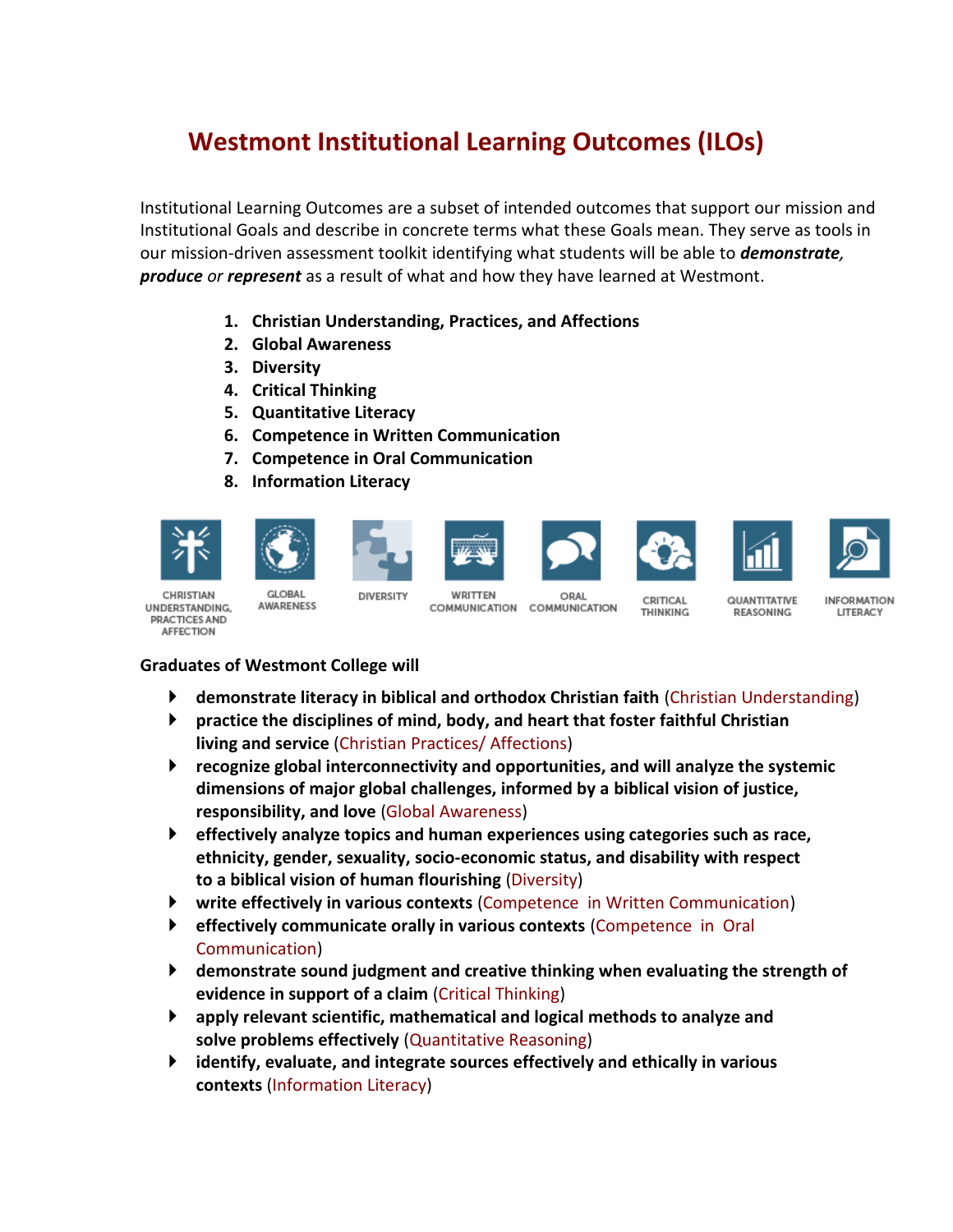# Westmont Institutional Learning Outcomes (ILOs)

Institutional Learning Outcomes are a subset of intended outcomes that support our mission and Institutional Goals and describe in concrete terms what these Goals mean. They serve as tools in our mission-driven assessment toolkit identifying what students will be able to ***demonstrate, produce*** *or* ***represent*** as a result of what and how they have learned at Westmont.

1. **Christian Understanding, Practices, and Affections**
2. **Global Awareness**
3. **Diversity**
4. **Critical Thinking**
5. **Quantitative Literacy**
6. **Competence in Written Communication**
7. **Competence in Oral Communication**
8. **Information Literacy**

CHRISTIAN UNDERSTANDING, PRACTICES AND AFFECTION | GLOBAL AWARENESS | DIVERSITY | WRITTEN COMMUNICATION | ORAL COMMUNICATION | CRITICAL THINKING | QUANTITATIVE REASONING | INFORMATION LITERACY

**Graduates of Westmont College will**

- **demonstrate literacy in biblical and orthodox Christian faith** (Christian Understanding)
- **practice the disciplines of mind, body, and heart that foster faithful Christian living and service** (Christian Practices/ Affections)
- **recognize global interconnectivity and opportunities, and will analyze the systemic dimensions of major global challenges, informed by a biblical vision of justice, responsibility, and love** (Global Awareness)
- **effectively analyze topics and human experiences using categories such as race, ethnicity, gender, sexuality, socio-economic status, and disability with respect to a biblical vision of human flourishing** (Diversity)
- **write effectively in various contexts** (Competence in Written Communication)
- **effectively communicate orally in various contexts** (Competence in Oral Communication)
- **demonstrate sound judgment and creative thinking when evaluating the strength of evidence in support of a claim** (Critical Thinking)
- **apply relevant scientific, mathematical and logical methods to analyze and solve problems effectively** (Quantitative Reasoning)
- **identify, evaluate, and integrate sources effectively and ethically in various contexts** (Information Literacy)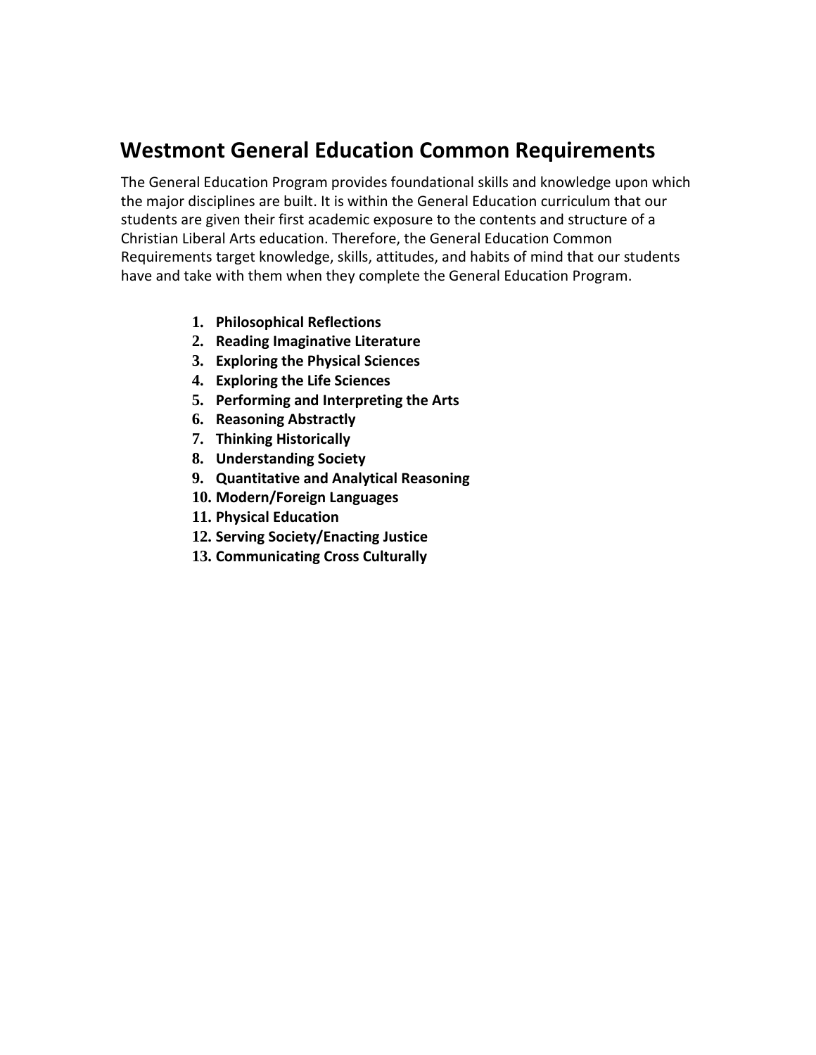# Westmont General Education Common Requirements

The General Education Program provides foundational skills and knowledge upon which the major disciplines are built. It is within the General Education curriculum that our students are given their first academic exposure to the contents and structure of a Christian Liberal Arts education. Therefore, the General Education Common Requirements target knowledge, skills, attitudes, and habits of mind that our students have and take with them when they complete the General Education Program.

1. **Philosophical Reflections**
2. **Reading Imaginative Literature**
3. **Exploring the Physical Sciences**
4. **Exploring the Life Sciences**
5. **Performing and Interpreting the Arts**
6. **Reasoning Abstractly**
7. **Thinking Historically**
8. **Understanding Society**
9. **Quantitative and Analytical Reasoning**
10. **Modern/Foreign Languages**
11. **Physical Education**
12. **Serving Society/Enacting Justice**
13. **Communicating Cross Culturally**